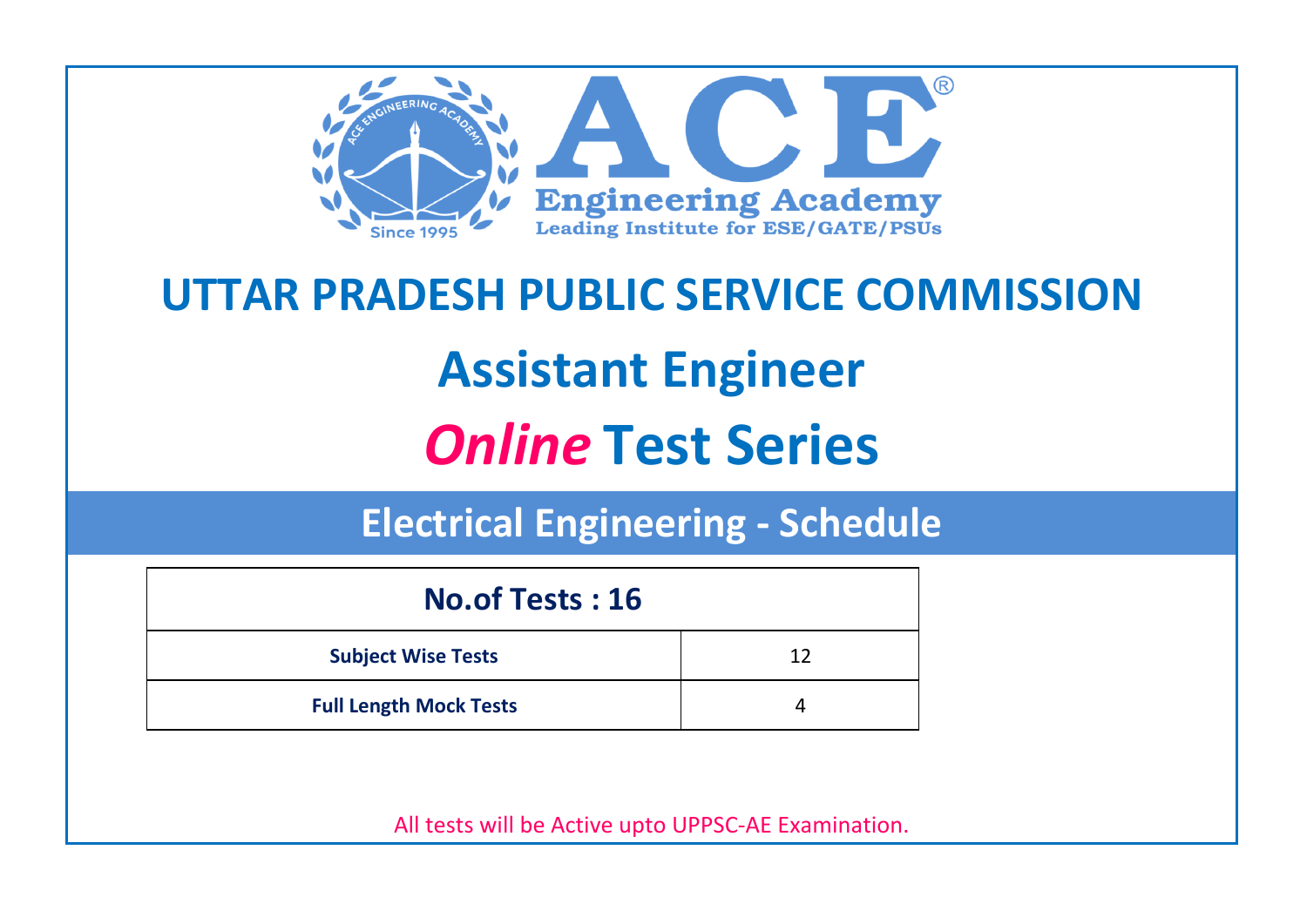# ACE Engineering Academy

Leading Institute for ESE/GATE/PSUs

Since 1995

# UTTAR PRADESH PUBLIC SERVICE COMMISSION

# Assistant Engineer

# *Online* Test Series

## Electrical Engineering - Schedule

| No.of Tests : 16 | |
|---|---|
| **Subject Wise Tests** | 12 |
| **Full Length Mock Tests** | 4 |

All tests will be Active upto UPPSC-AE Examination.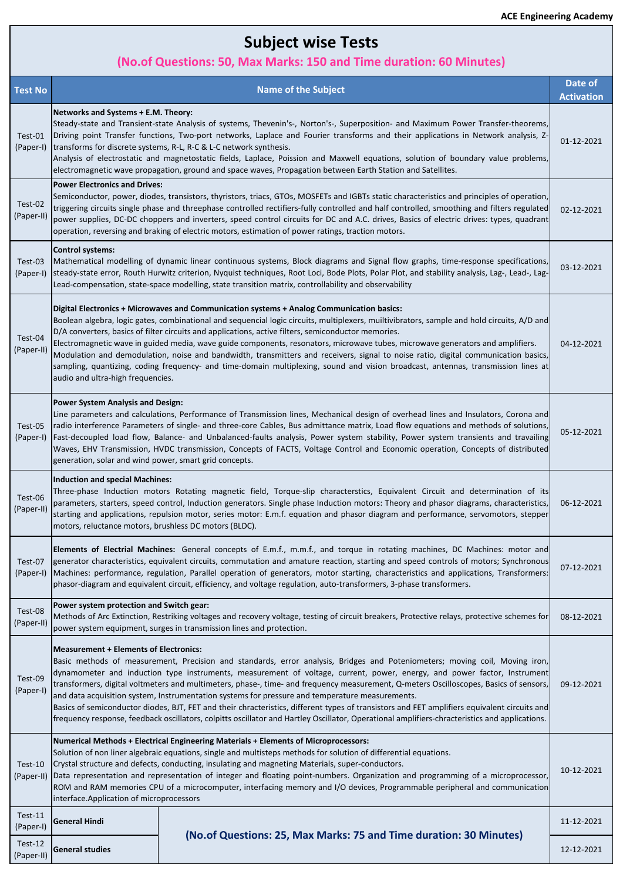# Subject wise Tests

**(No.of Questions: 50, Max Marks: 150 and Time duration: 60 Minutes)**

| Test No | Name of the Subject | Date of Activation |
|---|---|---|
| Test-01 (Paper-I) | **Networks and Systems + E.M. Theory:** Steady-state and Transient-state Analysis of systems, Thevenin's-, Norton's-, Superposition- and Maximum Power Transfer-theorems, Driving point Transfer functions, Two-port networks, Laplace and Fourier transforms and their applications in Network analysis, Z-transforms for discrete systems, R-L, R-C & L-C network synthesis. Analysis of electrostatic and magnetostatic fields, Laplace, Poission and Maxwell equations, solution of boundary value problems, electromagnetic wave propagation, ground and space waves, Propagation between Earth Station and Satellites. | 01-12-2021 |
| Test-02 (Paper-II) | **Power Electronics and Drives:** Semiconductor, power, diodes, transistors, thyristors, triacs, GTOs, MOSFETs and IGBTs static characteristics and principles of operation, triggering circuits single phase and threephase controlled rectifiers-fully controlled and half controlled, smoothing and filters regulated power supplies, DC-DC choppers and inverters, speed control circuits for DC and A.C. drives, Basics of electric drives: types, quadrant operation, reversing and braking of electric motors, estimation of power ratings, traction motors. | 02-12-2021 |
| Test-03 (Paper-I) | **Control systems:** Mathematical modelling of dynamic linear continuous systems, Block diagrams and Signal flow graphs, time-response specifications, steady-state error, Routh Hurwitz criterion, Nyquist techniques, Root Loci, Bode Plots, Polar Plot, and stability analysis, Lag-, Lead-, Lag-Lead-compensation, state-space modelling, state transition matrix, controllability and observability | 03-12-2021 |
| Test-04 (Paper-II) | **Digital Electronics + Microwaves and Communication systems + Analog Communication basics:** Boolean algebra, logic gates, combinational and sequencial logic circuits, multiplexers, muiltivibrators, sample and hold circuits, A/D and D/A converters, basics of filter circuits and applications, active filters, semiconductor memories. Electromagnetic wave in guided media, wave guide components, resonators, microwave tubes, microwave generators and amplifiers. Modulation and demodulation, noise and bandwidth, transmitters and receivers, signal to noise ratio, digital communication basics, sampling, quantizing, coding frequency- and time-domain multiplexing, sound and vision broadcast, antennas, transmission lines at audio and ultra-high frequencies. | 04-12-2021 |
| Test-05 (Paper-I) | **Power System Analysis and Design:** Line parameters and calculations, Performance of Transmission lines, Mechanical design of overhead lines and Insulators, Corona and radio interference Parameters of single- and three-core Cables, Bus admittance matrix, Load flow equations and methods of solutions, Fast-decoupled load flow, Balance- and Unbalanced-faults analysis, Power system stability, Power system transients and travailing Waves, EHV Transmission, HVDC transmission, Concepts of FACTS, Voltage Control and Economic operation, Concepts of distributed generation, solar and wind power, smart grid concepts. | 05-12-2021 |
| Test-06 (Paper-II) | **Induction and special Machines:** Three-phase Induction motors Rotating magnetic field, Torque-slip characterstics, Equivalent Circuit and determination of its parameters, starters, speed control, Induction generators. Single phase Induction motors: Theory and phasor diagrams, characteristics, starting and applications, repulsion motor, series motor: E.m.f. equation and phasor diagram and performance, servomotors, stepper motors, reluctance motors, brushless DC motors (BLDC). | 06-12-2021 |
| Test-07 (Paper-I) | **Elements of Electrial Machines:** General concepts of E.m.f., m.m.f., and torque in rotating machines, DC Machines: motor and generator characteristics, equivalent circuits, commutation and amature reaction, starting and speed controls of motors; Synchronous Machines: performance, regulation, Parallel operation of generators, motor starting, characteristics and applications, Transformers: phasor-diagram and equivalent circuit, efficiency, and voltage regulation, auto-transformers, 3-phase transformers. | 07-12-2021 |
| Test-08 (Paper-II) | **Power system protection and Switch gear:** Methods of Arc Extinction, Restriking voltages and recovery voltage, testing of circuit breakers, Protective relays, protective schemes for power system equipment, surges in transmission lines and protection. | 08-12-2021 |
| Test-09 (Paper-I) | **Measurement + Elements of Electronics:** Basic methods of measurement, Precision and standards, error analysis, Bridges and Poteniometers; moving coil, Moving iron, dynamometer and induction type instruments, measurement of voltage, current, power, energy, and power factor, Instrument transformers, digital voltmeters and multimeters, phase-, time- and frequency measurement, Q-meters Oscilloscopes, Basics of sensors, and data acquisition system, Instrumentation systems for pressure and temperature measurements. Basics of semiconductor diodes, BJT, FET and their chracteristics, different types of transistors and FET amplifiers equivalent circuits and frequency response, feedback oscillators, colpitts oscillator and Hartley Oscillator, Operational amplifiers-chracteristics and applications. | 09-12-2021 |
| Test-10 (Paper-II) | **Numerical Methods + Electrical Engineering Materials + Elements of Microprocessors:** Solution of non liner algebraic equations, single and multisteps methods for solution of differential equations. Crystal structure and defects, conducting, insulating and magneting Materials, super-conductors. Data representation and representation of integer and floating point-numbers. Organization and programming of a microprocessor, ROM and RAM memories CPU of a microcomputer, interfacing memory and I/O devices, Programmable peripheral and communication interface.Application of microprocessors | 10-12-2021 |
| Test-11 (Paper-I) | **General Hindi** — **(No.of Questions: 25, Max Marks: 75 and Time duration: 30 Minutes)** | 11-12-2021 |
| Test-12 (Paper-II) | **General studies** — **(No.of Questions: 25, Max Marks: 75 and Time duration: 30 Minutes)** | 12-12-2021 |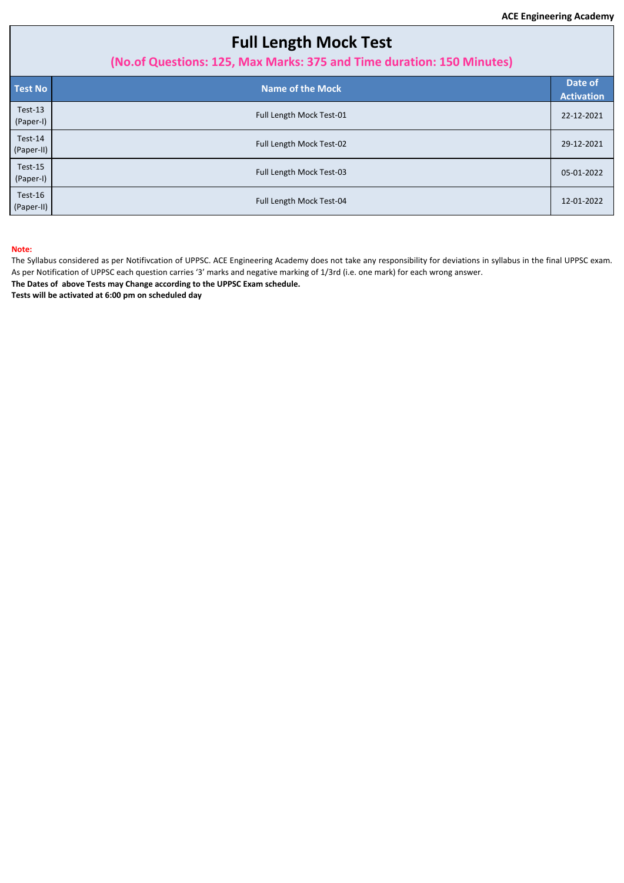ACE Engineering Academy

# Full Length Mock Test

## (No.of Questions: 125, Max Marks: 375 and Time duration: 150 Minutes)

| Test No | Name of the Mock | Date of Activation |
|---|---|---|
| Test-13 (Paper-I) | Full Length Mock Test-01 | 22-12-2021 |
| Test-14 (Paper-II) | Full Length Mock Test-02 | 29-12-2021 |
| Test-15 (Paper-I) | Full Length Mock Test-03 | 05-01-2022 |
| Test-16 (Paper-II) | Full Length Mock Test-04 | 12-01-2022 |

**Note:**

The Syllabus considered as per Notifivcation of UPPSC. ACE Engineering Academy does not take any responsibility for deviations in syllabus in the final UPPSC exam.

As per Notification of UPPSC each question carries '3' marks and negative marking of 1/3rd (i.e. one mark) for each wrong answer.

**The Dates of above Tests may Change according to the UPPSC Exam schedule.**

**Tests will be activated at 6:00 pm on scheduled day**